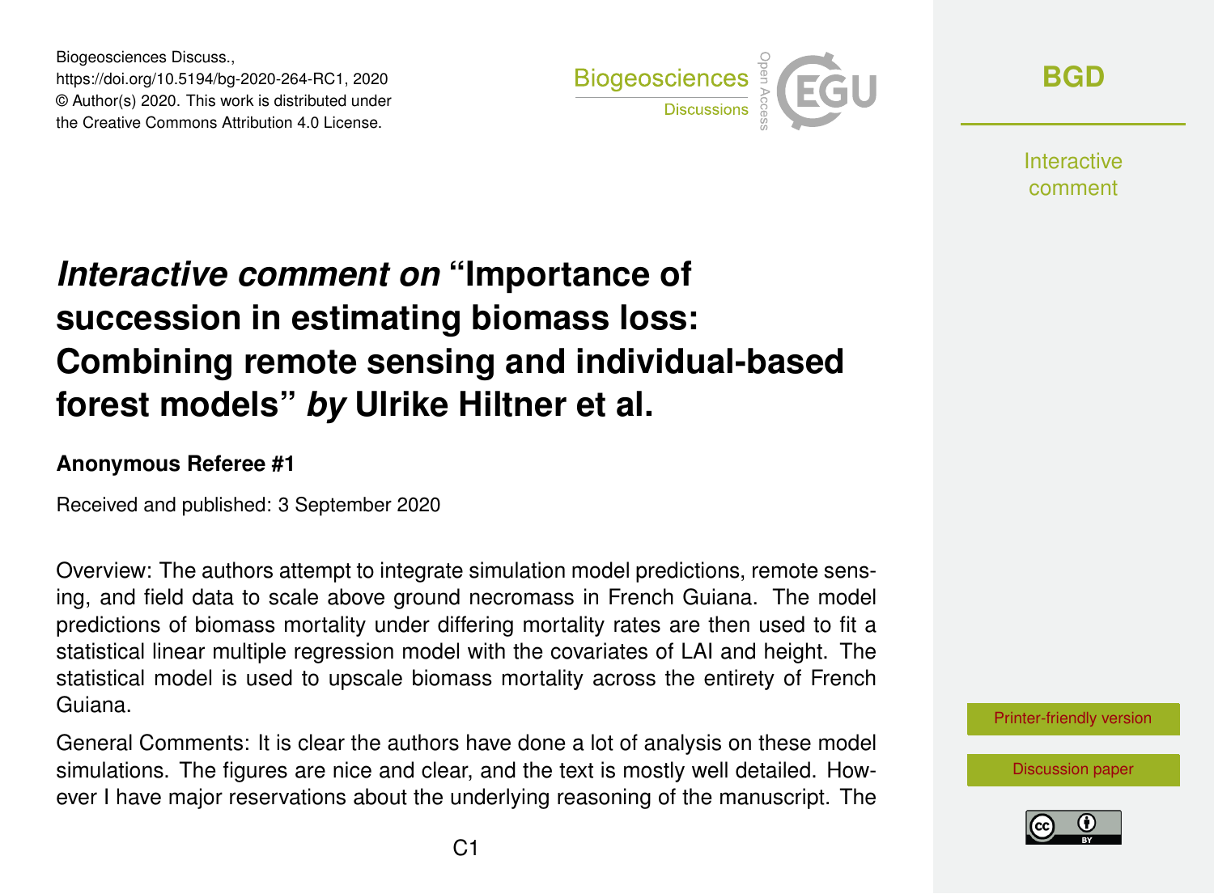Biogeosciences Discuss.,
https://doi.org/10.5194/bg-2020-264-RC1, 2020
© Author(s) 2020. This work is distributed under
the Creative Commons Attribution 4.0 License.

# *Interactive comment on* "Importance of succession in estimating biomass loss: Combining remote sensing and individual-based forest models" *by* Ulrike Hiltner et al.

### Anonymous Referee #1

Received and published: 3 September 2020

Overview: The authors attempt to integrate simulation model predictions, remote sensing, and field data to scale above ground necromass in French Guiana. The model predictions of biomass mortality under differing mortality rates are then used to fit a statistical linear multiple regression model with the covariates of LAI and height. The statistical model is used to upscale biomass mortality across the entirety of French Guiana.

General Comments: It is clear the authors have done a lot of analysis on these model simulations. The figures are nice and clear, and the text is mostly well detailed. However I have major reservations about the underlying reasoning of the manuscript. The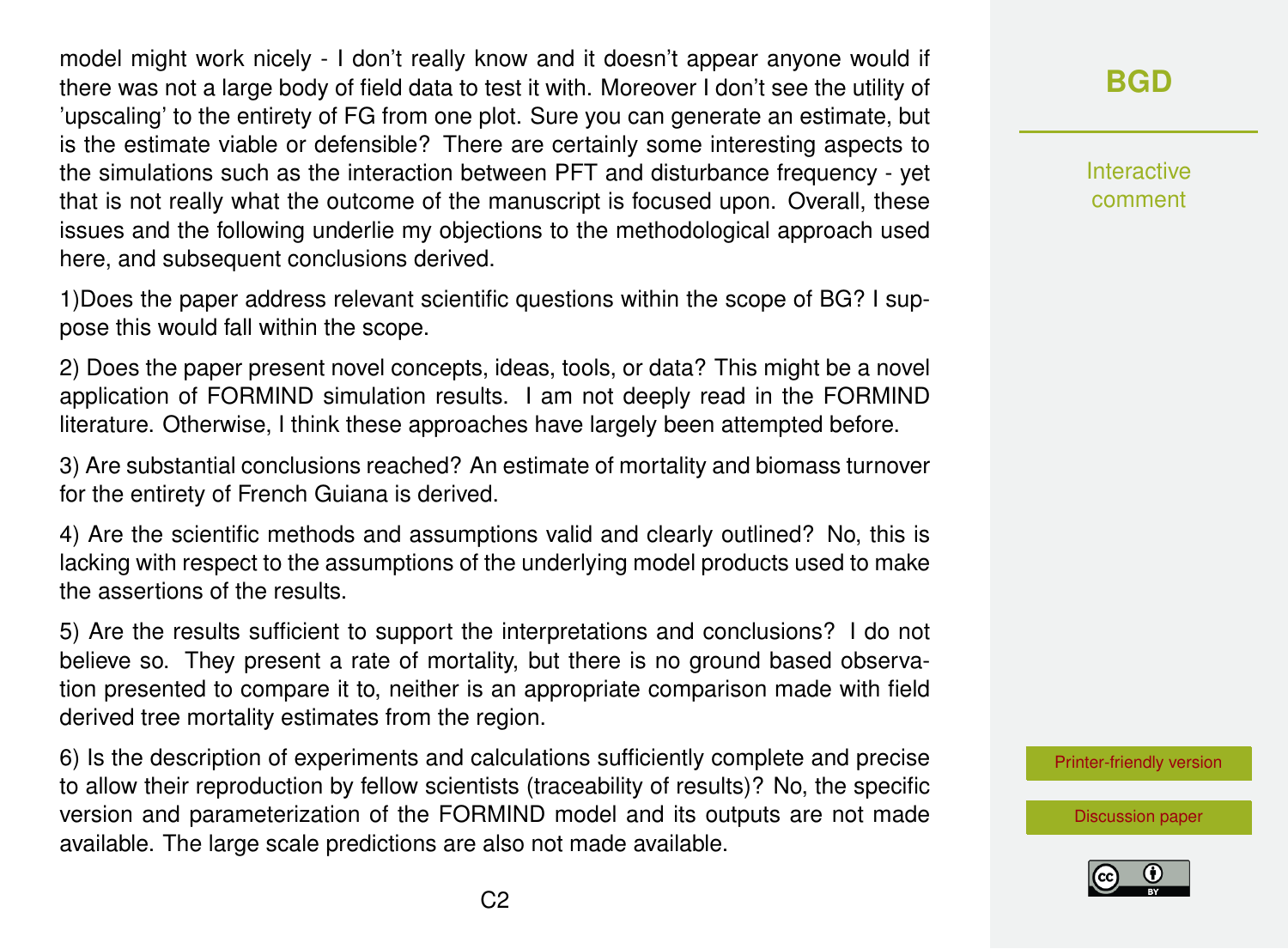model might work nicely - I don't really know and it doesn't appear anyone would if there was not a large body of field data to test it with. Moreover I don't see the utility of 'upscaling' to the entirety of FG from one plot. Sure you can generate an estimate, but is the estimate viable or defensible? There are certainly some interesting aspects to the simulations such as the interaction between PFT and disturbance frequency - yet that is not really what the outcome of the manuscript is focused upon. Overall, these issues and the following underlie my objections to the methodological approach used here, and subsequent conclusions derived.

1)Does the paper address relevant scientific questions within the scope of BG? I suppose this would fall within the scope.

2) Does the paper present novel concepts, ideas, tools, or data? This might be a novel application of FORMIND simulation results. I am not deeply read in the FORMIND literature. Otherwise, I think these approaches have largely been attempted before.

3) Are substantial conclusions reached? An estimate of mortality and biomass turnover for the entirety of French Guiana is derived.

4) Are the scientific methods and assumptions valid and clearly outlined? No, this is lacking with respect to the assumptions of the underlying model products used to make the assertions of the results.

5) Are the results sufficient to support the interpretations and conclusions? I do not believe so. They present a rate of mortality, but there is no ground based observation presented to compare it to, neither is an appropriate comparison made with field derived tree mortality estimates from the region.

6) Is the description of experiments and calculations sufficiently complete and precise to allow their reproduction by fellow scientists (traceability of results)? No, the specific version and parameterization of the FORMIND model and its outputs are not made available. The large scale predictions are also not made available.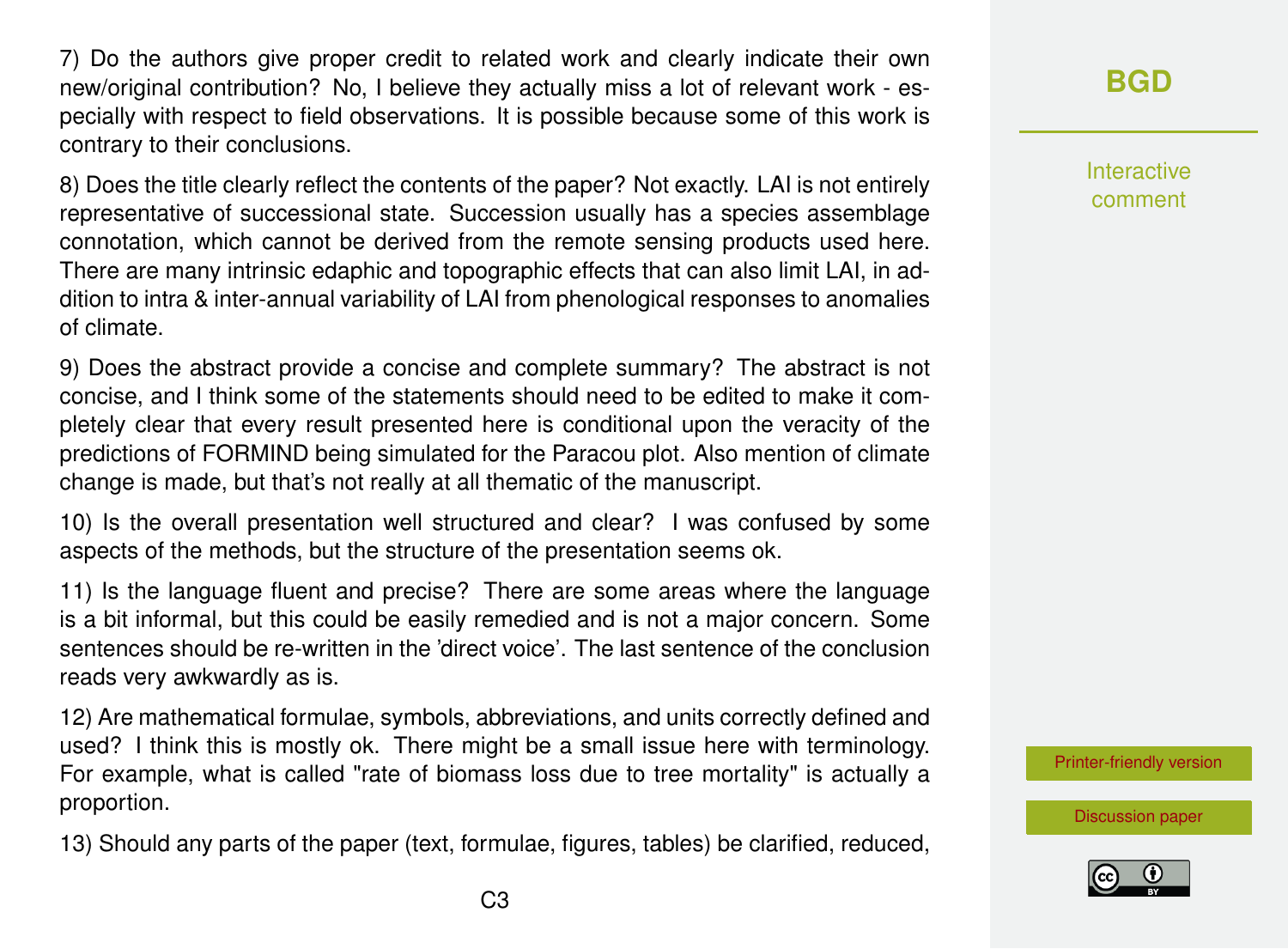7) Do the authors give proper credit to related work and clearly indicate their own new/original contribution? No, I believe they actually miss a lot of relevant work - especially with respect to field observations. It is possible because some of this work is contrary to their conclusions.

8) Does the title clearly reflect the contents of the paper? Not exactly. LAI is not entirely representative of successional state. Succession usually has a species assemblage connotation, which cannot be derived from the remote sensing products used here. There are many intrinsic edaphic and topographic effects that can also limit LAI, in addition to intra & inter-annual variability of LAI from phenological responses to anomalies of climate.

9) Does the abstract provide a concise and complete summary? The abstract is not concise, and I think some of the statements should need to be edited to make it completely clear that every result presented here is conditional upon the veracity of the predictions of FORMIND being simulated for the Paracou plot. Also mention of climate change is made, but that's not really at all thematic of the manuscript.

10) Is the overall presentation well structured and clear? I was confused by some aspects of the methods, but the structure of the presentation seems ok.

11) Is the language fluent and precise? There are some areas where the language is a bit informal, but this could be easily remedied and is not a major concern. Some sentences should be re-written in the 'direct voice'. The last sentence of the conclusion reads very awkwardly as is.

12) Are mathematical formulae, symbols, abbreviations, and units correctly defined and used? I think this is mostly ok. There might be a small issue here with terminology. For example, what is called "rate of biomass loss due to tree mortality" is actually a proportion.

13) Should any parts of the paper (text, formulae, figures, tables) be clarified, reduced,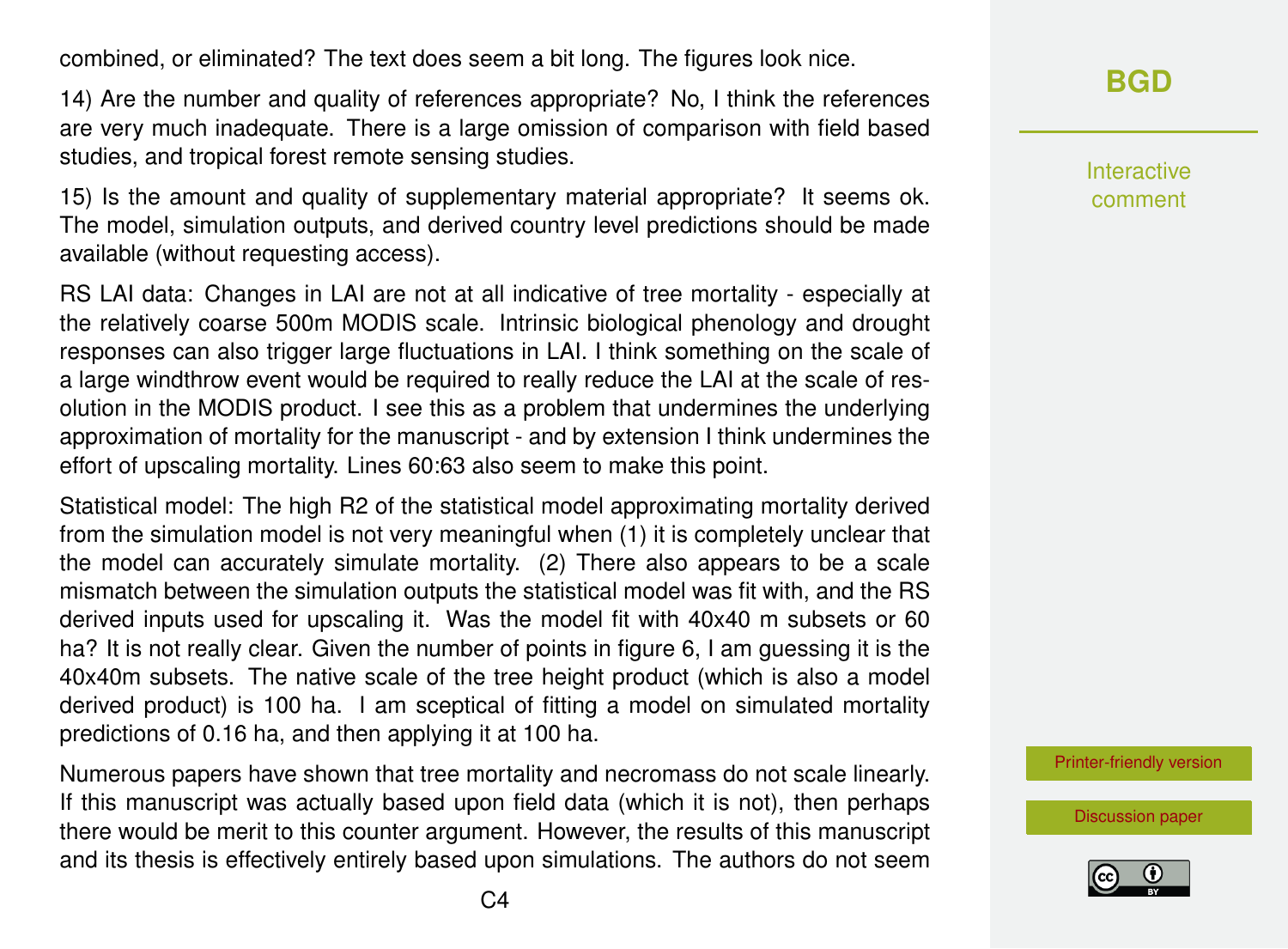combined, or eliminated? The text does seem a bit long. The figures look nice.

14) Are the number and quality of references appropriate? No, I think the references are very much inadequate. There is a large omission of comparison with field based studies, and tropical forest remote sensing studies.

15) Is the amount and quality of supplementary material appropriate? It seems ok. The model, simulation outputs, and derived country level predictions should be made available (without requesting access).

RS LAI data: Changes in LAI are not at all indicative of tree mortality - especially at the relatively coarse 500m MODIS scale. Intrinsic biological phenology and drought responses can also trigger large fluctuations in LAI. I think something on the scale of a large windthrow event would be required to really reduce the LAI at the scale of resolution in the MODIS product. I see this as a problem that undermines the underlying approximation of mortality for the manuscript - and by extension I think undermines the effort of upscaling mortality. Lines 60:63 also seem to make this point.

Statistical model: The high $R^2$ of the statistical model approximating mortality derived from the simulation model is not very meaningful when (1) it is completely unclear that the model can accurately simulate mortality. (2) There also appears to be a scale mismatch between the simulation outputs the statistical model was fit with, and the RS derived inputs used for upscaling it. Was the model fit with 40x40 m subsets or 60 ha? It is not really clear. Given the number of points in figure 6, I am guessing it is the 40x40m subsets. The native scale of the tree height product (which is also a model derived product) is 100 ha. I am sceptical of fitting a model on simulated mortality predictions of 0.16 ha, and then applying it at 100 ha.

Numerous papers have shown that tree mortality and necromass do not scale linearly. If this manuscript was actually based upon field data (which it is not), then perhaps there would be merit to this counter argument. However, the results of this manuscript and its thesis is effectively entirely based upon simulations. The authors do not seem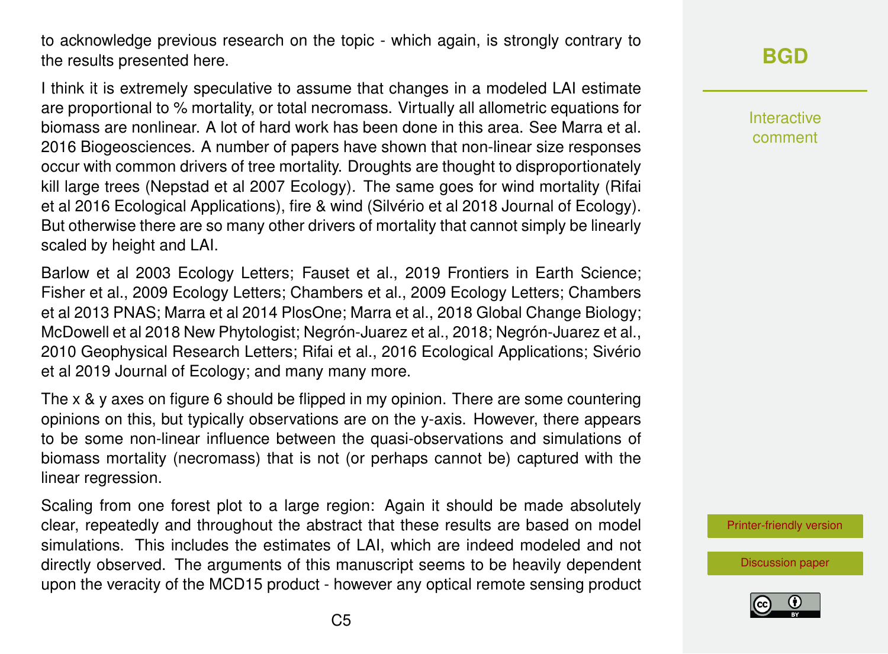to acknowledge previous research on the topic - which again, is strongly contrary to the results presented here.

I think it is extremely speculative to assume that changes in a modeled LAI estimate are proportional to % mortality, or total necromass. Virtually all allometric equations for biomass are nonlinear. A lot of hard work has been done in this area. See Marra et al. 2016 Biogeosciences. A number of papers have shown that non-linear size responses occur with common drivers of tree mortality. Droughts are thought to disproportionately kill large trees (Nepstad et al 2007 Ecology). The same goes for wind mortality (Rifai et al 2016 Ecological Applications), fire & wind (Silvério et al 2018 Journal of Ecology). But otherwise there are so many other drivers of mortality that cannot simply be linearly scaled by height and LAI.

Barlow et al 2003 Ecology Letters; Fauset et al., 2019 Frontiers in Earth Science; Fisher et al., 2009 Ecology Letters; Chambers et al., 2009 Ecology Letters; Chambers et al 2013 PNAS; Marra et al 2014 PlosOne; Marra et al., 2018 Global Change Biology; McDowell et al 2018 New Phytologist; Negrón-Juarez et al., 2018; Negrón-Juarez et al., 2010 Geophysical Research Letters; Rifai et al., 2016 Ecological Applications; Sivério et al 2019 Journal of Ecology; and many many more.

The x & y axes on figure 6 should be flipped in my opinion. There are some countering opinions on this, but typically observations are on the y-axis. However, there appears to be some non-linear influence between the quasi-observations and simulations of biomass mortality (necromass) that is not (or perhaps cannot be) captured with the linear regression.

Scaling from one forest plot to a large region: Again it should be made absolutely clear, repeatedly and throughout the abstract that these results are based on model simulations. This includes the estimates of LAI, which are indeed modeled and not directly observed. The arguments of this manuscript seems to be heavily dependent upon the veracity of the MCD15 product - however any optical remote sensing product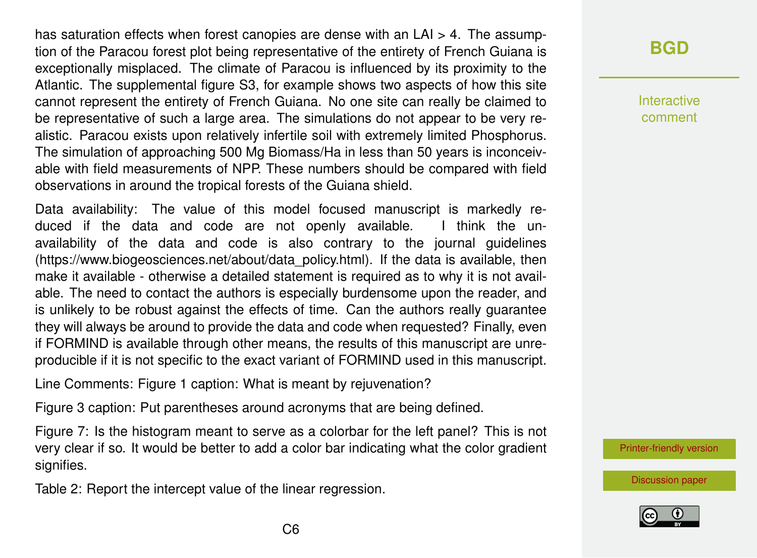has saturation effects when forest canopies are dense with an LAI > 4. The assumption of the Paracou forest plot being representative of the entirety of French Guiana is exceptionally misplaced. The climate of Paracou is influenced by its proximity to the Atlantic. The supplemental figure S3, for example shows two aspects of how this site cannot represent the entirety of French Guiana. No one site can really be claimed to be representative of such a large area. The simulations do not appear to be very realistic. Paracou exists upon relatively infertile soil with extremely limited Phosphorus. The simulation of approaching 500 Mg Biomass/Ha in less than 50 years is inconceivable with field measurements of NPP. These numbers should be compared with field observations in around the tropical forests of the Guiana shield.

Data availability: The value of this model focused manuscript is markedly reduced if the data and code are not openly available. I think the unavailability of the data and code is also contrary to the journal guidelines (https://www.biogeosciences.net/about/data_policy.html). If the data is available, then make it available - otherwise a detailed statement is required as to why it is not available. The need to contact the authors is especially burdensome upon the reader, and is unlikely to be robust against the effects of time. Can the authors really guarantee they will always be around to provide the data and code when requested? Finally, even if FORMIND is available through other means, the results of this manuscript are unreproducible if it is not specific to the exact variant of FORMIND used in this manuscript.

Line Comments: Figure 1 caption: What is meant by rejuvenation?

Figure 3 caption: Put parentheses around acronyms that are being defined.

Figure 7: Is the histogram meant to serve as a colorbar for the left panel? This is not very clear if so. It would be better to add a color bar indicating what the color gradient signifies.

Table 2: Report the intercept value of the linear regression.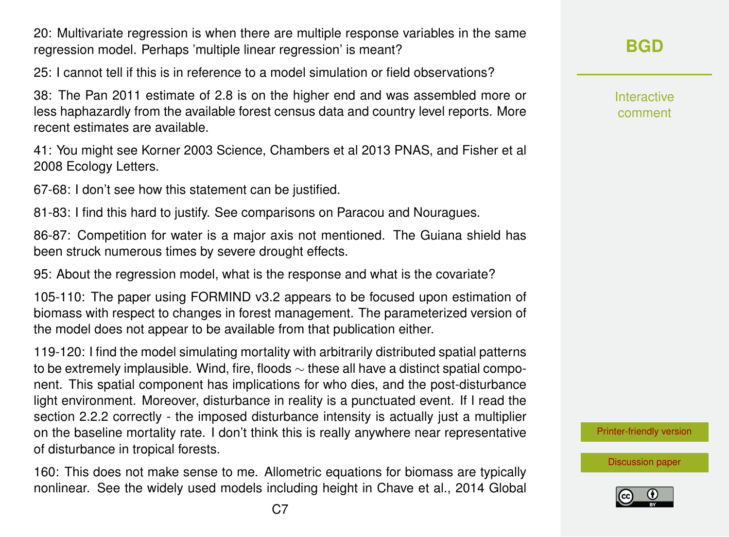20: Multivariate regression is when there are multiple response variables in the same regression model. Perhaps 'multiple linear regression' is meant?

25: I cannot tell if this is in reference to a model simulation or field observations?

38: The Pan 2011 estimate of 2.8 is on the higher end and was assembled more or less haphazardly from the available forest census data and country level reports. More recent estimates are available.

41: You might see Korner 2003 Science, Chambers et al 2013 PNAS, and Fisher et al 2008 Ecology Letters.

67-68: I don't see how this statement can be justified.

81-83: I find this hard to justify. See comparisons on Paracou and Nouragues.

86-87: Competition for water is a major axis not mentioned. The Guiana shield has been struck numerous times by severe drought effects.

95: About the regression model, what is the response and what is the covariate?

105-110: The paper using FORMIND v3.2 appears to be focused upon estimation of biomass with respect to changes in forest management. The parameterized version of the model does not appear to be available from that publication either.

119-120: I find the model simulating mortality with arbitrarily distributed spatial patterns to be extremely implausible. Wind, fire, floods ~ these all have a distinct spatial component. This spatial component has implications for who dies, and the post-disturbance light environment. Moreover, disturbance in reality is a punctuated event. If I read the section 2.2.2 correctly - the imposed disturbance intensity is actually just a multiplier on the baseline mortality rate. I don't think this is really anywhere near representative of disturbance in tropical forests.

160: This does not make sense to me. Allometric equations for biomass are typically nonlinear. See the widely used models including height in Chave et al., 2014 Global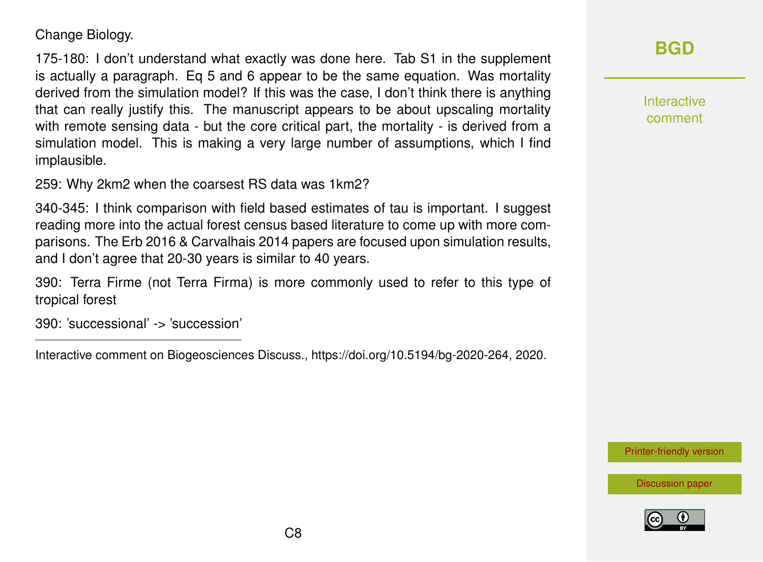Change Biology.

175-180: I don't understand what exactly was done here. Tab S1 in the supplement is actually a paragraph. Eq 5 and 6 appear to be the same equation. Was mortality derived from the simulation model? If this was the case, I don't think there is anything that can really justify this. The manuscript appears to be about upscaling mortality with remote sensing data - but the core critical part, the mortality - is derived from a simulation model. This is making a very large number of assumptions, which I find implausible.

259: Why 2km2 when the coarsest RS data was 1km2?

340-345: I think comparison with field based estimates of tau is important. I suggest reading more into the actual forest census based literature to come up with more comparisons. The Erb 2016 & Carvalhais 2014 papers are focused upon simulation results, and I don't agree that 20-30 years is similar to 40 years.

390: Terra Firme (not Terra Firma) is more commonly used to refer to this type of tropical forest

390: 'successional' -> 'succession'

---

Interactive comment on Biogeosciences Discuss., https://doi.org/10.5194/bg-2020-264, 2020.